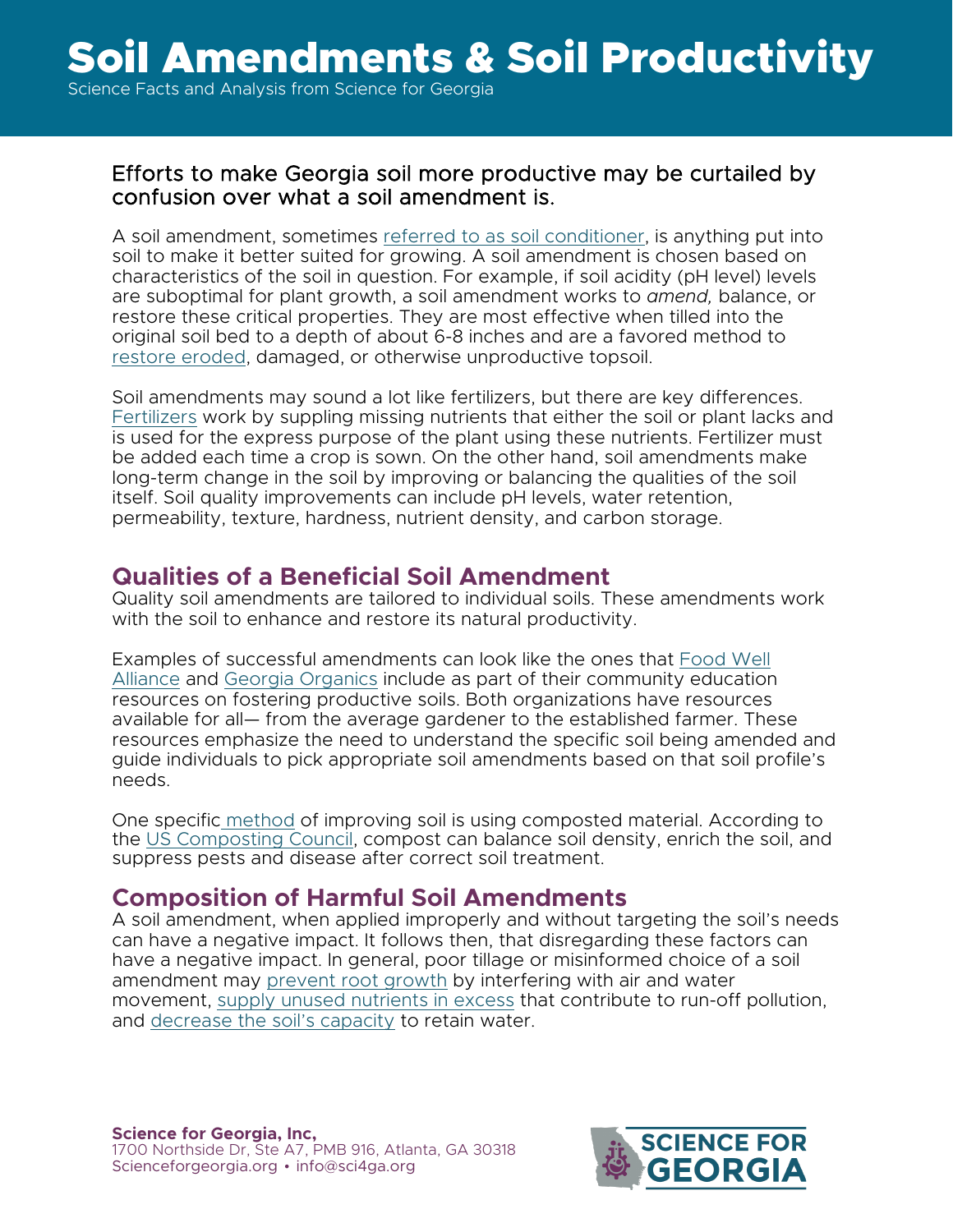# Soil Amendments & Soil Productivity

Science Facts and Analysis from Science for Georgia

### Efforts to make Georgia soil more productive may be curtailed by confusion over what a soil amendment is.

A soil amendment, sometimes referred to as soil conditioner, is anything put into soil to make it better suited for growing. A soil amendment is chosen based on characteristics of the soil in question. For example, if soil acidity (pH level) levels are suboptimal for plant growth, a soil amendment works to *amend,* balance, or restore these critical properties. They are most effective when tilled into the original soil bed to a depth of about 6-8 inches and are a favored method to restore eroded, damaged, or otherwise unproductive topsoil.

Soil amendments may sound a lot like fertilizers, but there are key differences. Fertilizers work by suppling missing nutrients that either the soil or plant lacks and is used for the express purpose of the plant using these nutrients. Fertilizer must be added each time a crop is sown. On the other hand, soil amendments make long-term change in the soil by improving or balancing the qualities of the soil itself. Soil quality improvements can include pH levels, water retention, permeability, texture, hardness, nutrient density, and carbon storage.

## Qualities of a Beneficial Soil Amendment

Quality soil amendments are tailored to individual soils. These amendments work with the soil to enhance and restore its natural productivity.

Examples of successful amendments can look like the ones that Food Well Alliance and Georgia Organics include as part of their community education resources on fostering productive soils. Both organizations have resources available for all— from the average gardener to the established farmer. These resources emphasize the need to understand the specific soil being amended and guide individuals to pick appropriate soil amendments based on that soil profile's needs.

One specific method of improving soil is using composted material. According to the US Composting Council, compost can balance soil density, enrich the soil, and suppress pests and disease after correct soil treatment.

## Composition of Harmful Soil Amendments

A soil amendment, when applied improperly and without targeting the soil's needs can have a negative impact. It follows then, that disregarding these factors can have a negative impact. In general, poor tillage or misinformed choice of a soil amendment may prevent root growth by interfering with air and water movement, supply unused nutrients in excess that contribute to run-off pollution, and decrease the soil's capacity to retain water.

**Science for Georgia, Inc,**
1700 Northside Dr, Ste A7, PMB 916, Atlanta, GA 30318
Scienceforgeorgia.org • info@sci4ga.org

SCIENCE FOR GEORGIA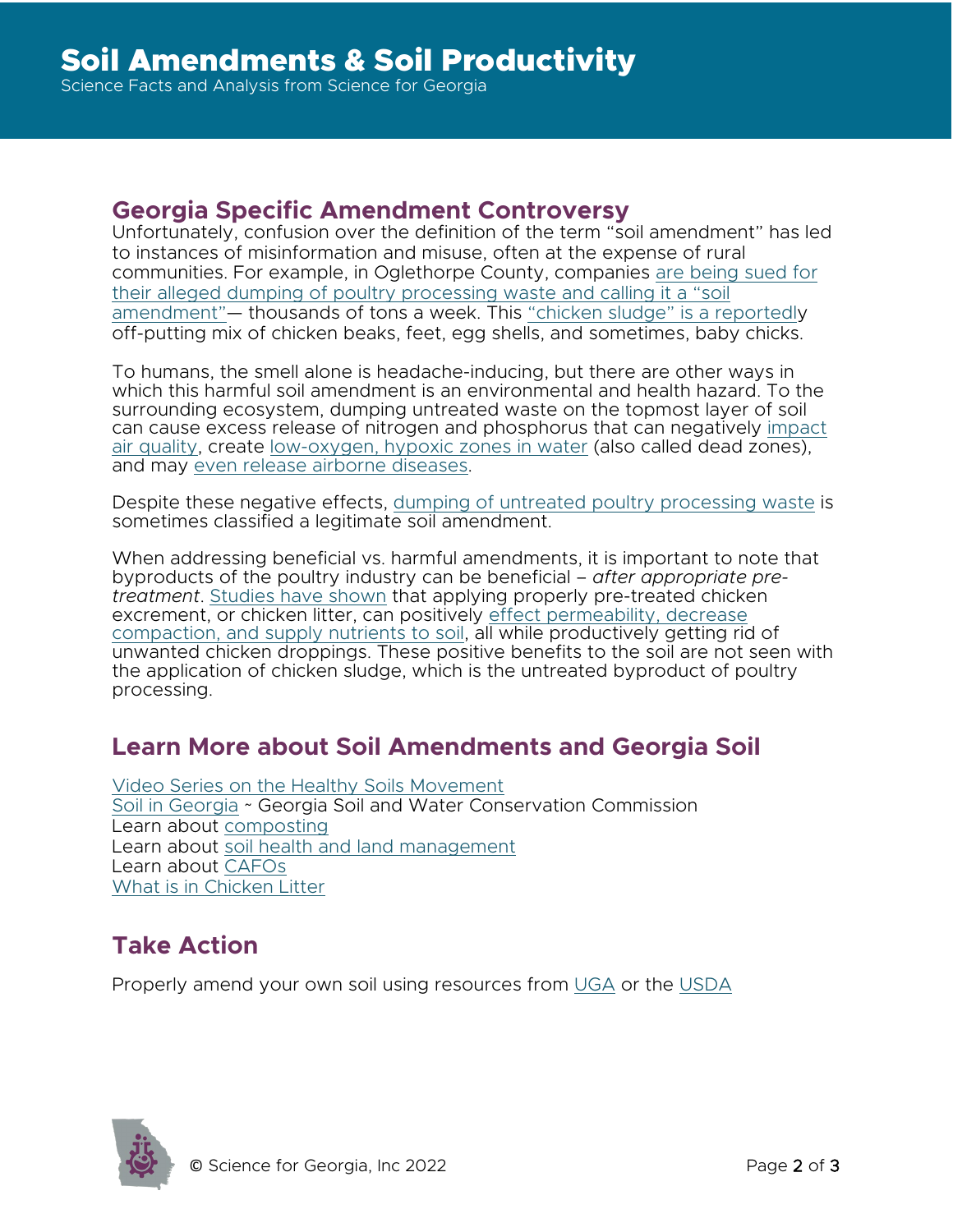## Georgia Specific Amendment Controversy

Unfortunately, confusion over the definition of the term "soil amendment" has led to instances of misinformation and misuse, often at the expense of rural communities. For example, in Oglethorpe County, companies are being sued for their alleged dumping of poultry processing waste and calling it a "soil amendment"— thousands of tons a week. This "chicken sludge" is a reportedly off-putting mix of chicken beaks, feet, egg shells, and sometimes, baby chicks.

To humans, the smell alone is headache-inducing, but there are other ways in which this harmful soil amendment is an environmental and health hazard. To the surrounding ecosystem, dumping untreated waste on the topmost layer of soil can cause excess release of nitrogen and phosphorus that can negatively impact air quality, create low-oxygen, hypoxic zones in water (also called dead zones), and may even release airborne diseases.

Despite these negative effects, dumping of untreated poultry processing waste is sometimes classified a legitimate soil amendment.

When addressing beneficial vs. harmful amendments, it is important to note that byproducts of the poultry industry can be beneficial – *after appropriate pre-treatment*. Studies have shown that applying properly pre-treated chicken excrement, or chicken litter, can positively effect permeability, decrease compaction, and supply nutrients to soil, all while productively getting rid of unwanted chicken droppings. These positive benefits to the soil are not seen with the application of chicken sludge, which is the untreated byproduct of poultry processing.

## Learn More about Soil Amendments and Georgia Soil

Video Series on the Healthy Soils Movement
Soil in Georgia ~ Georgia Soil and Water Conservation Commission
Learn about composting
Learn about soil health and land management
Learn about CAFOs
What is in Chicken Litter

## Take Action

Properly amend your own soil using resources from UGA or the USDA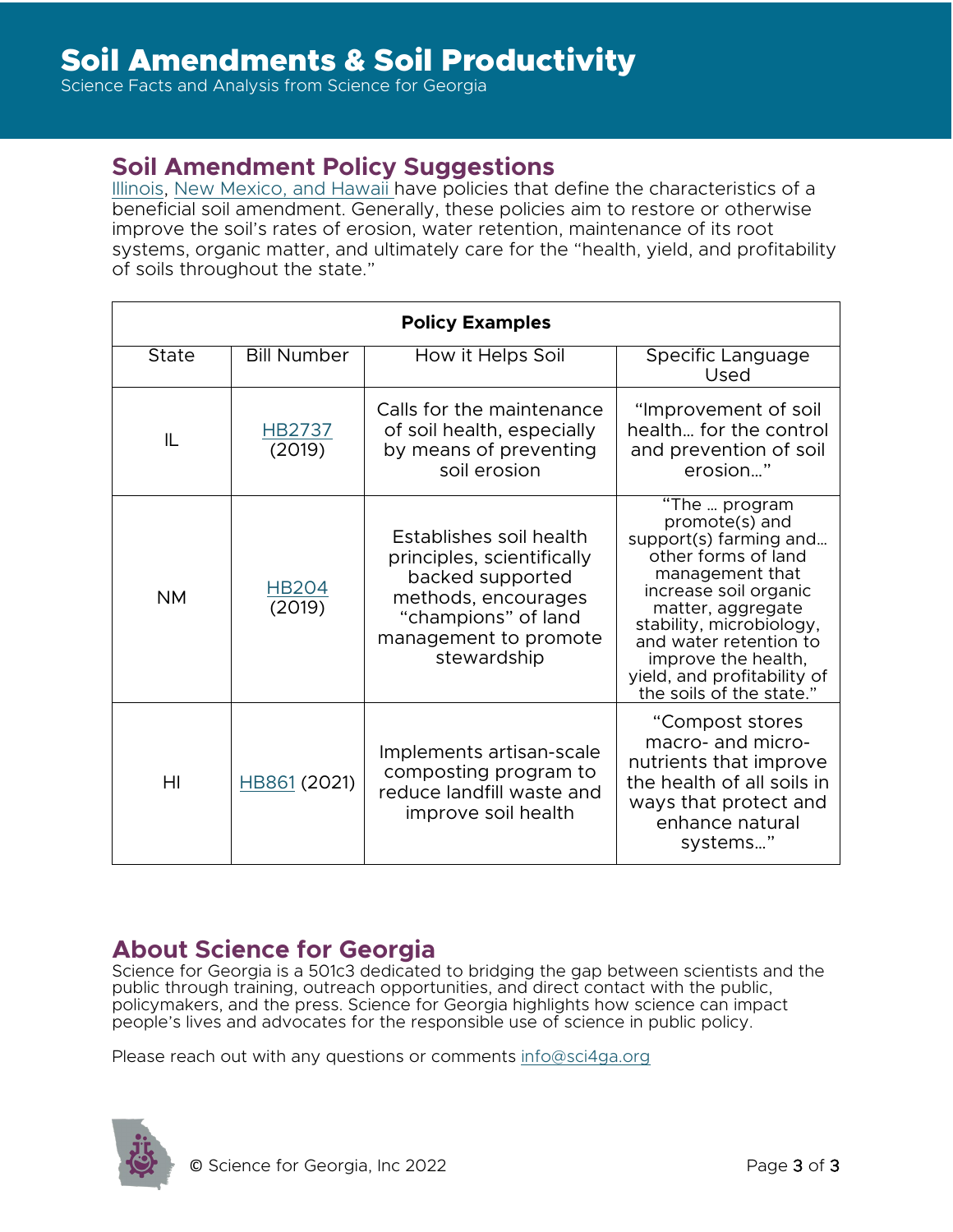# Soil Amendments & Soil Productivity

Science Facts and Analysis from Science for Georgia

## Soil Amendment Policy Suggestions

Illinois, New Mexico, and Hawaii have policies that define the characteristics of a beneficial soil amendment. Generally, these policies aim to restore or otherwise improve the soil's rates of erosion, water retention, maintenance of its root systems, organic matter, and ultimately care for the "health, yield, and profitability of soils throughout the state."

| Policy Examples | | | |
|---|---|---|---|
| State | Bill Number | How it Helps Soil | Specific Language Used |
| IL | HB2737 (2019) | Calls for the maintenance of soil health, especially by means of preventing soil erosion | "Improvement of soil health… for the control and prevention of soil erosion…" |
| NM | HB204 (2019) | Establishes soil health principles, scientifically backed supported methods, encourages "champions" of land management to promote stewardship | "The … program promote(s) and support(s) farming and… other forms of land management that increase soil organic matter, aggregate stability, microbiology, and water retention to improve the health, yield, and profitability of the soils of the state." |
| HI | HB861 (2021) | Implements artisan-scale composting program to reduce landfill waste and improve soil health | "Compost stores macro- and micro-nutrients that improve the health of all soils in ways that protect and enhance natural systems…" |

## About Science for Georgia

Science for Georgia is a 501c3 dedicated to bridging the gap between scientists and the public through training, outreach opportunities, and direct contact with the public, policymakers, and the press. Science for Georgia highlights how science can impact people's lives and advocates for the responsible use of science in public policy.

Please reach out with any questions or comments info@sci4ga.org

© Science for Georgia, Inc 2022